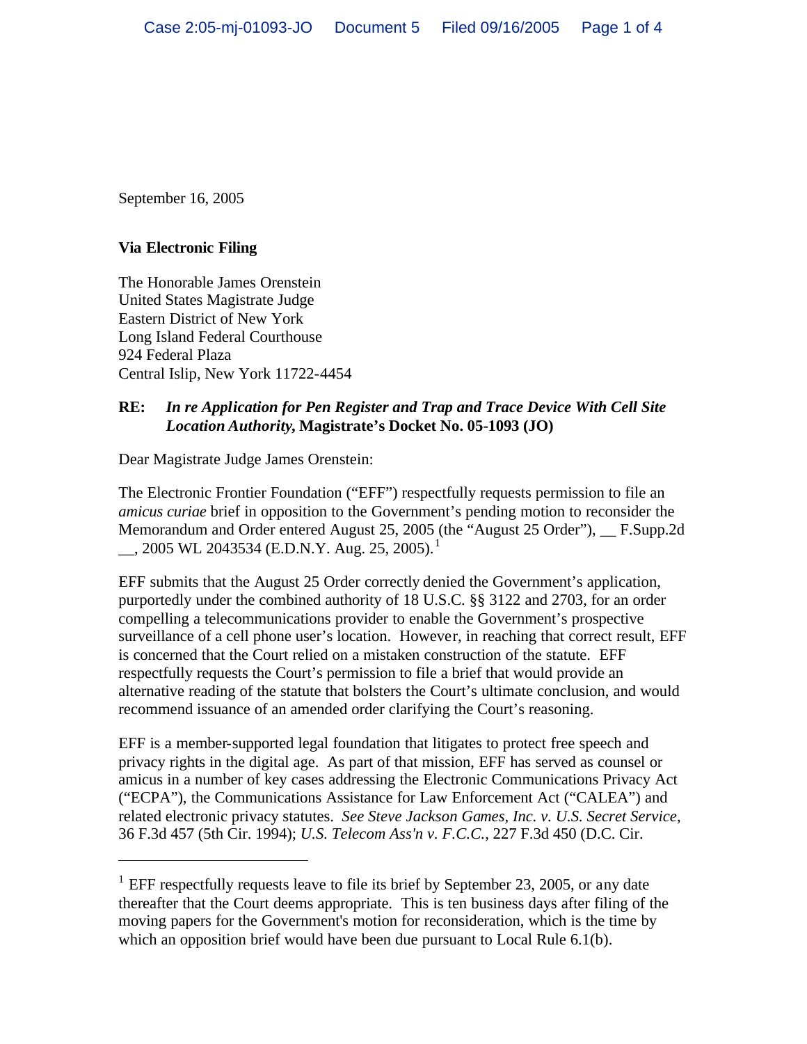September 16, 2005

**Via Electronic Filing**

The Honorable James Orenstein
United States Magistrate Judge
Eastern District of New York
Long Island Federal Courthouse
924 Federal Plaza
Central Islip, New York 11722-4454

**RE:** ***In re Application for Pen Register and Trap and Trace Device With Cell Site Location Authority*, Magistrate's Docket No. 05-1093 (JO)**

Dear Magistrate Judge James Orenstein:

The Electronic Frontier Foundation ("EFF") respectfully requests permission to file an *amicus curiae* brief in opposition to the Government's pending motion to reconsider the Memorandum and Order entered August 25, 2005 (the "August 25 Order"), __ F.Supp.2d __, 2005 WL 2043534 (E.D.N.Y. Aug. 25, 2005).[1]

EFF submits that the August 25 Order correctly denied the Government's application, purportedly under the combined authority of 18 U.S.C. §§ 3122 and 2703, for an order compelling a telecommunications provider to enable the Government's prospective surveillance of a cell phone user's location. However, in reaching that correct result, EFF is concerned that the Court relied on a mistaken construction of the statute. EFF respectfully requests the Court's permission to file a brief that would provide an alternative reading of the statute that bolsters the Court's ultimate conclusion, and would recommend issuance of an amended order clarifying the Court's reasoning.

EFF is a member-supported legal foundation that litigates to protect free speech and privacy rights in the digital age. As part of that mission, EFF has served as counsel or amicus in a number of key cases addressing the Electronic Communications Privacy Act ("ECPA"), the Communications Assistance for Law Enforcement Act ("CALEA") and related electronic privacy statutes. *See Steve Jackson Games, Inc. v. U.S. Secret Service*, 36 F.3d 457 (5th Cir. 1994); *U.S. Telecom Ass'n v. F.C.C.*, 227 F.3d 450 (D.C. Cir.

[1] EFF respectfully requests leave to file its brief by September 23, 2005, or any date thereafter that the Court deems appropriate. This is ten business days after filing of the moving papers for the Government's motion for reconsideration, which is the time by which an opposition brief would have been due pursuant to Local Rule 6.1(b).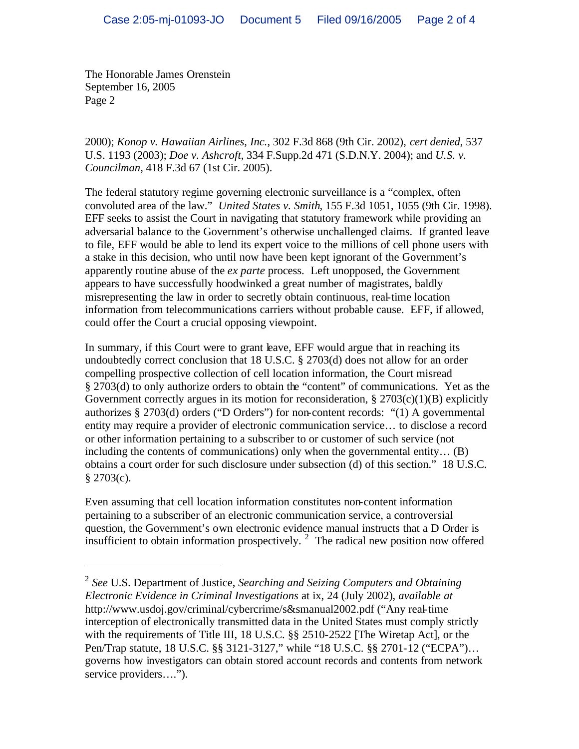The Honorable James Orenstein
September 16, 2005
Page 2

2000); *Konop v. Hawaiian Airlines, Inc.*, 302 F.3d 868 (9th Cir. 2002), *cert denied*, 537 U.S. 1193 (2003); *Doe v. Ashcroft*, 334 F.Supp.2d 471 (S.D.N.Y. 2004); and *U.S. v. Councilman*, 418 F.3d 67 (1st Cir. 2005).

The federal statutory regime governing electronic surveillance is a "complex, often convoluted area of the law." *United States v. Smith*, 155 F.3d 1051, 1055 (9th Cir. 1998). EFF seeks to assist the Court in navigating that statutory framework while providing an adversarial balance to the Government's otherwise unchallenged claims. If granted leave to file, EFF would be able to lend its expert voice to the millions of cell phone users with a stake in this decision, who until now have been kept ignorant of the Government's apparently routine abuse of the *ex parte* process. Left unopposed, the Government appears to have successfully hoodwinked a great number of magistrates, baldly misrepresenting the law in order to secretly obtain continuous, real-time location information from telecommunications carriers without probable cause. EFF, if allowed, could offer the Court a crucial opposing viewpoint.

In summary, if this Court were to grant leave, EFF would argue that in reaching its undoubtedly correct conclusion that 18 U.S.C. § 2703(d) does not allow for an order compelling prospective collection of cell location information, the Court misread § 2703(d) to only authorize orders to obtain the "content" of communications. Yet as the Government correctly argues in its motion for reconsideration, § 2703(c)(1)(B) explicitly authorizes § 2703(d) orders ("D Orders") for non-content records: "(1) A governmental entity may require a provider of electronic communication service… to disclose a record or other information pertaining to a subscriber to or customer of such service (not including the contents of communications) only when the governmental entity… (B) obtains a court order for such disclosure under subsection (d) of this section." 18 U.S.C. § 2703(c).

Even assuming that cell location information constitutes non-content information pertaining to a subscriber of an electronic communication service, a controversial question, the Government's own electronic evidence manual instructs that a D Order is insufficient to obtain information prospectively. [2] The radical new position now offered

[2] *See* U.S. Department of Justice, *Searching and Seizing Computers and Obtaining Electronic Evidence in Criminal Investigations* at ix, 24 (July 2002), *available at* http://www.usdoj.gov/criminal/cybercrime/s&smanual2002.pdf ("Any real-time interception of electronically transmitted data in the United States must comply strictly with the requirements of Title III, 18 U.S.C. §§ 2510-2522 [The Wiretap Act], or the Pen/Trap statute, 18 U.S.C. §§ 3121-3127," while "18 U.S.C. §§ 2701-12 ("ECPA")… governs how investigators can obtain stored account records and contents from network service providers….").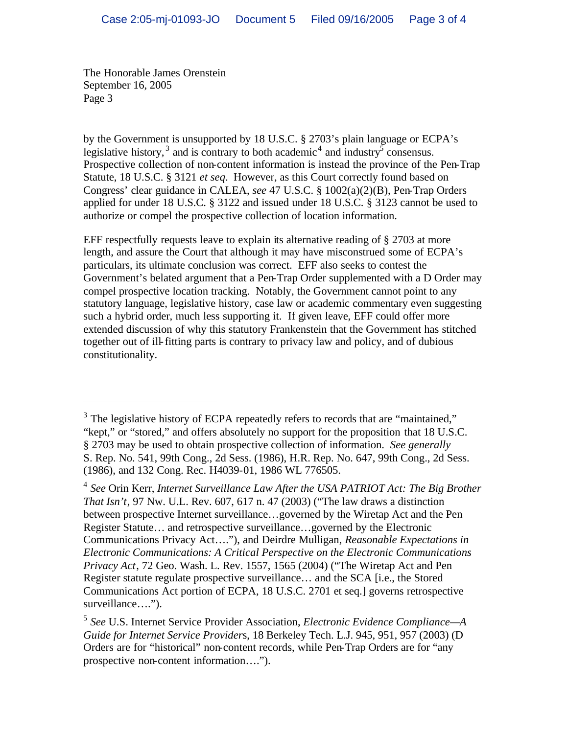The Honorable James Orenstein
September 16, 2005
Page 3

by the Government is unsupported by 18 U.S.C. § 2703's plain language or ECPA's legislative history,[3] and is contrary to both academic[4] and industry[5] consensus. Prospective collection of non-content information is instead the province of the Pen-Trap Statute, 18 U.S.C. § 3121 *et seq*. However, as this Court correctly found based on Congress' clear guidance in CALEA, *see* 47 U.S.C. § 1002(a)(2)(B), Pen-Trap Orders applied for under 18 U.S.C. § 3122 and issued under 18 U.S.C. § 3123 cannot be used to authorize or compel the prospective collection of location information.

EFF respectfully requests leave to explain its alternative reading of § 2703 at more length, and assure the Court that although it may have misconstrued some of ECPA's particulars, its ultimate conclusion was correct. EFF also seeks to contest the Government's belated argument that a Pen-Trap Order supplemented with a D Order may compel prospective location tracking. Notably, the Government cannot point to any statutory language, legislative history, case law or academic commentary even suggesting such a hybrid order, much less supporting it. If given leave, EFF could offer more extended discussion of why this statutory Frankenstein that the Government has stitched together out of ill-fitting parts is contrary to privacy law and policy, and of dubious constitutionality.

---

[3] The legislative history of ECPA repeatedly refers to records that are "maintained," "kept," or "stored," and offers absolutely no support for the proposition that 18 U.S.C. § 2703 may be used to obtain prospective collection of information. *See generally* S. Rep. No. 541, 99th Cong., 2d Sess. (1986), H.R. Rep. No. 647, 99th Cong., 2d Sess. (1986), and 132 Cong. Rec. H4039-01, 1986 WL 776505.

[4] *See* Orin Kerr, *Internet Surveillance Law After the USA PATRIOT Act: The Big Brother That Isn't*, 97 Nw. U.L. Rev. 607, 617 n. 47 (2003) ("The law draws a distinction between prospective Internet surveillance…governed by the Wiretap Act and the Pen Register Statute… and retrospective surveillance…governed by the Electronic Communications Privacy Act…."), and Deirdre Mulligan, *Reasonable Expectations in Electronic Communications: A Critical Perspective on the Electronic Communications Privacy Act*, 72 Geo. Wash. L. Rev. 1557, 1565 (2004) ("The Wiretap Act and Pen Register statute regulate prospective surveillance… and the SCA [i.e., the Stored Communications Act portion of ECPA, 18 U.S.C. 2701 et seq.] governs retrospective surveillance….").

[5] *See* U.S. Internet Service Provider Association, *Electronic Evidence Compliance—A Guide for Internet Service Provider*s, 18 Berkeley Tech. L.J. 945, 951, 957 (2003) (D Orders are for "historical" non-content records, while Pen-Trap Orders are for "any prospective non-content information….").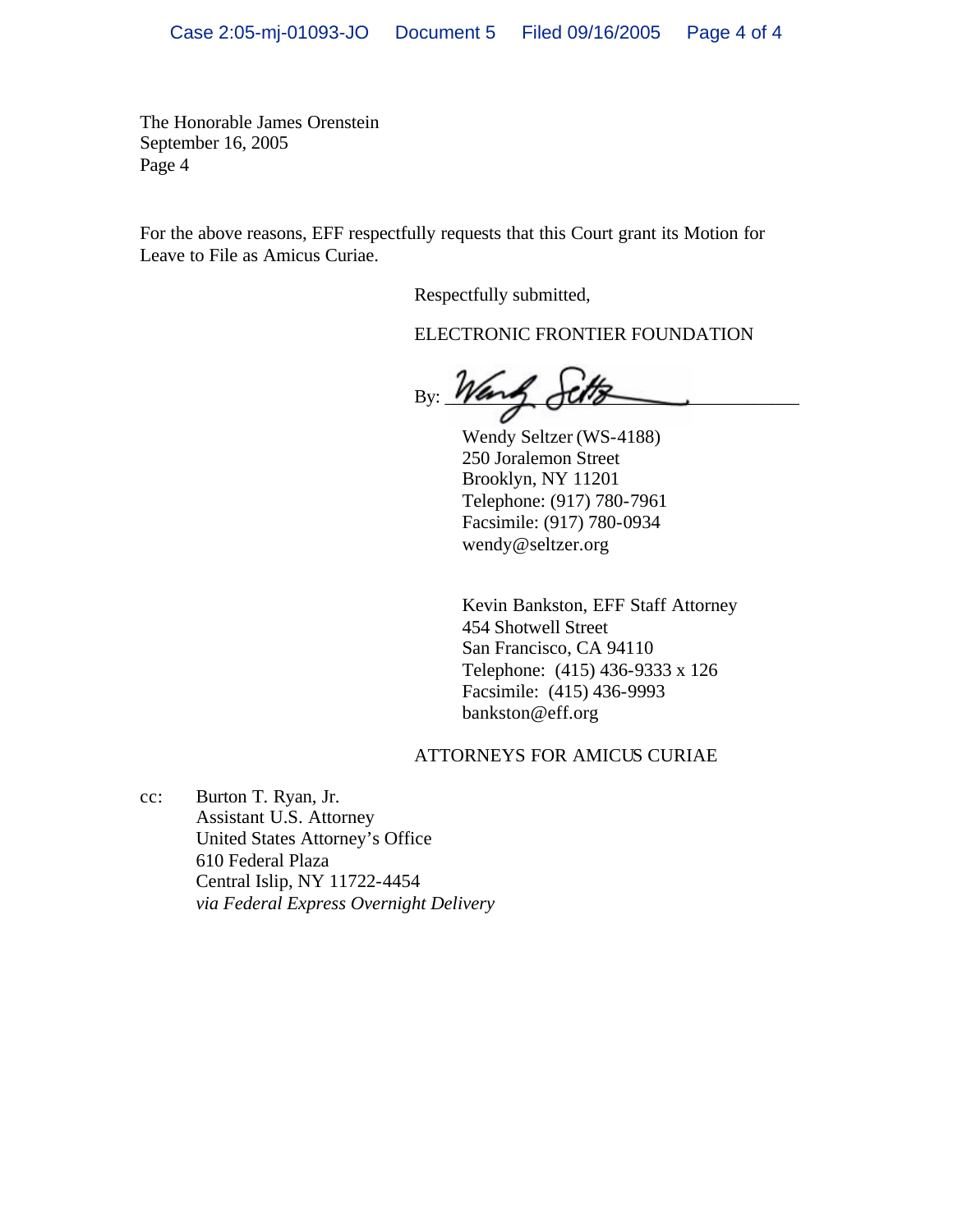The Honorable James Orenstein
September 16, 2005
Page 4

For the above reasons, EFF respectfully requests that this Court grant its Motion for Leave to File as Amicus Curiae.

Respectfully submitted,

ELECTRONIC FRONTIER FOUNDATION

By: ______________________________

Wendy Seltzer (WS-4188)
250 Joralemon Street
Brooklyn, NY 11201
Telephone: (917) 780-7961
Facsimile: (917) 780-0934
wendy@seltzer.org

Kevin Bankston, EFF Staff Attorney
454 Shotwell Street
San Francisco, CA 94110
Telephone: (415) 436-9333 x 126
Facsimile: (415) 436-9993
bankston@eff.org

ATTORNEYS FOR AMICUS CURIAE

cc: Burton T. Ryan, Jr.
Assistant U.S. Attorney
United States Attorney's Office
610 Federal Plaza
Central Islip, NY 11722-4454
*via Federal Express Overnight Delivery*